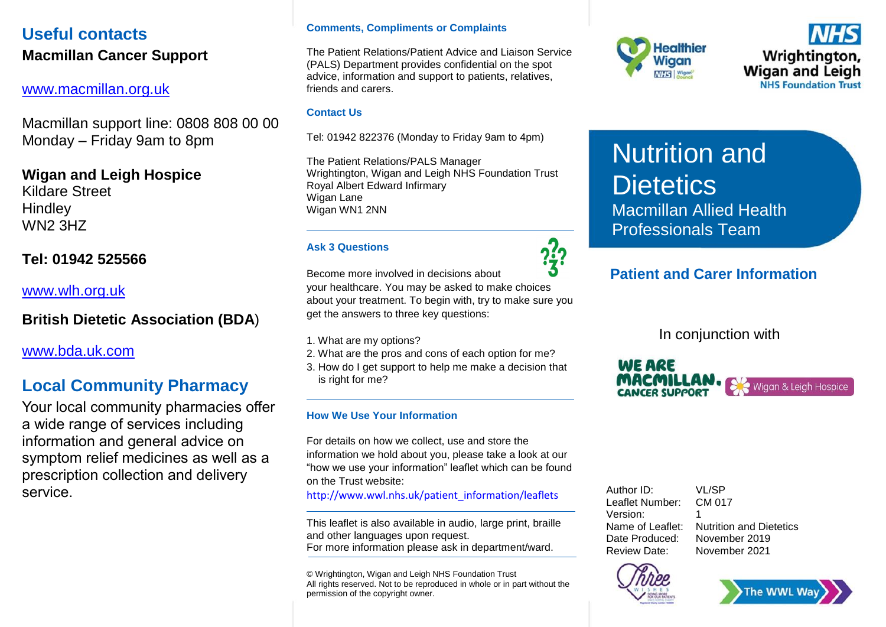## Useful contacts

**Macmillan Cancer Support**

www.macmillan.org.uk

Macmillan support line: 0808 808 00 00
Monday – Friday 9am to 8pm

**Wigan and Leigh Hospice**
Kildare Street
Hindley
WN2 3HZ

**Tel: 01942 525566**

www.wlh.org.uk

**British Dietetic Association (BDA)**

www.bda.uk.com

## Local Community Pharmacy

Your local community pharmacies offer a wide range of services including information and general advice on symptom relief medicines as well as a prescription collection and delivery service.

### Comments, Compliments or Complaints

The Patient Relations/Patient Advice and Liaison Service (PALS) Department provides confidential on the spot advice, information and support to patients, relatives, friends and carers.

### Contact Us

Tel: 01942 822376 (Monday to Friday 9am to 4pm)

The Patient Relations/PALS Manager
Wrightington, Wigan and Leigh NHS Foundation Trust
Royal Albert Edward Infirmary
Wigan Lane
Wigan WN1 2NN

### Ask 3 Questions

Become more involved in decisions about your healthcare. You may be asked to make choices about your treatment. To begin with, try to make sure you get the answers to three key questions:

1. What are my options?
2. What are the pros and cons of each option for me?
3. How do I get support to help me make a decision that is right for me?

### How We Use Your Information

For details on how we collect, use and store the information we hold about you, please take a look at our "how we use your information" leaflet which can be found on the Trust website:
http://www.wwl.nhs.uk/patient_information/leaflets

This leaflet is also available in audio, large print, braille and other languages upon request.
For more information please ask in department/ward.

© Wrightington, Wigan and Leigh NHS Foundation Trust
All rights reserved. Not to be reproduced in whole or in part without the permission of the copyright owner.

Healthier Wigan

NHS Wrightington, Wigan and Leigh NHS Foundation Trust

# Nutrition and Dietetics

Macmillan Allied Health Professionals Team

## Patient and Carer Information

In conjunction with

We are Macmillan. Cancer Support | Wigan & Leigh Hospice

| | |
|---|---|
| Author ID: | VL/SP |
| Leaflet Number: | CM 017 |
| Version: | 1 |
| Name of Leaflet: | Nutrition and Dietetics |
| Date Produced: | November 2019 |
| Review Date: | November 2021 |

Three Wishes

The WWL Way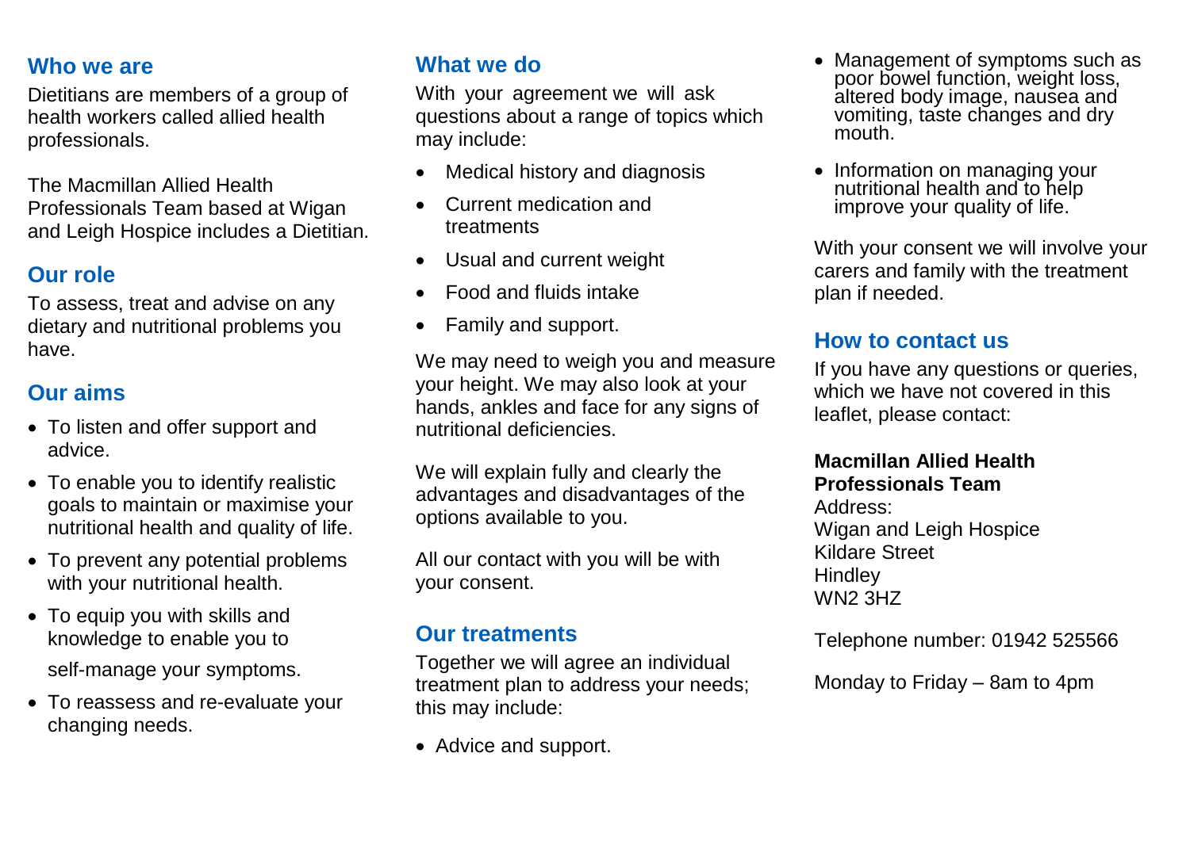## Who we are

Dietitians are members of a group of health workers called allied health professionals.

The Macmillan Allied Health Professionals Team based at Wigan and Leigh Hospice includes a Dietitian.

## Our role

To assess, treat and advise on any dietary and nutritional problems you have.

## Our aims

- To listen and offer support and advice.
- To enable you to identify realistic goals to maintain or maximise your nutritional health and quality of life.
- To prevent any potential problems with your nutritional health.
- To equip you with skills and knowledge to enable you to self-manage your symptoms.
- To reassess and re-evaluate your changing needs.

## What we do

With your agreement we will ask questions about a range of topics which may include:

- Medical history and diagnosis
- Current medication and treatments
- Usual and current weight
- Food and fluids intake
- Family and support.

We may need to weigh you and measure your height. We may also look at your hands, ankles and face for any signs of nutritional deficiencies.

We will explain fully and clearly the advantages and disadvantages of the options available to you.

All our contact with you will be with your consent.

## Our treatments

Together we will agree an individual treatment plan to address your needs; this may include:

- Advice and support.
- Management of symptoms such as poor bowel function, weight loss, altered body image, nausea and vomiting, taste changes and dry mouth.
- Information on managing your nutritional health and to help improve your quality of life.

With your consent we will involve your carers and family with the treatment plan if needed.

## How to contact us

If you have any questions or queries, which we have not covered in this leaflet, please contact:

**Macmillan Allied Health Professionals Team**
Address:
Wigan and Leigh Hospice
Kildare Street
Hindley
WN2 3HZ

Telephone number: 01942 525566

Monday to Friday – 8am to 4pm